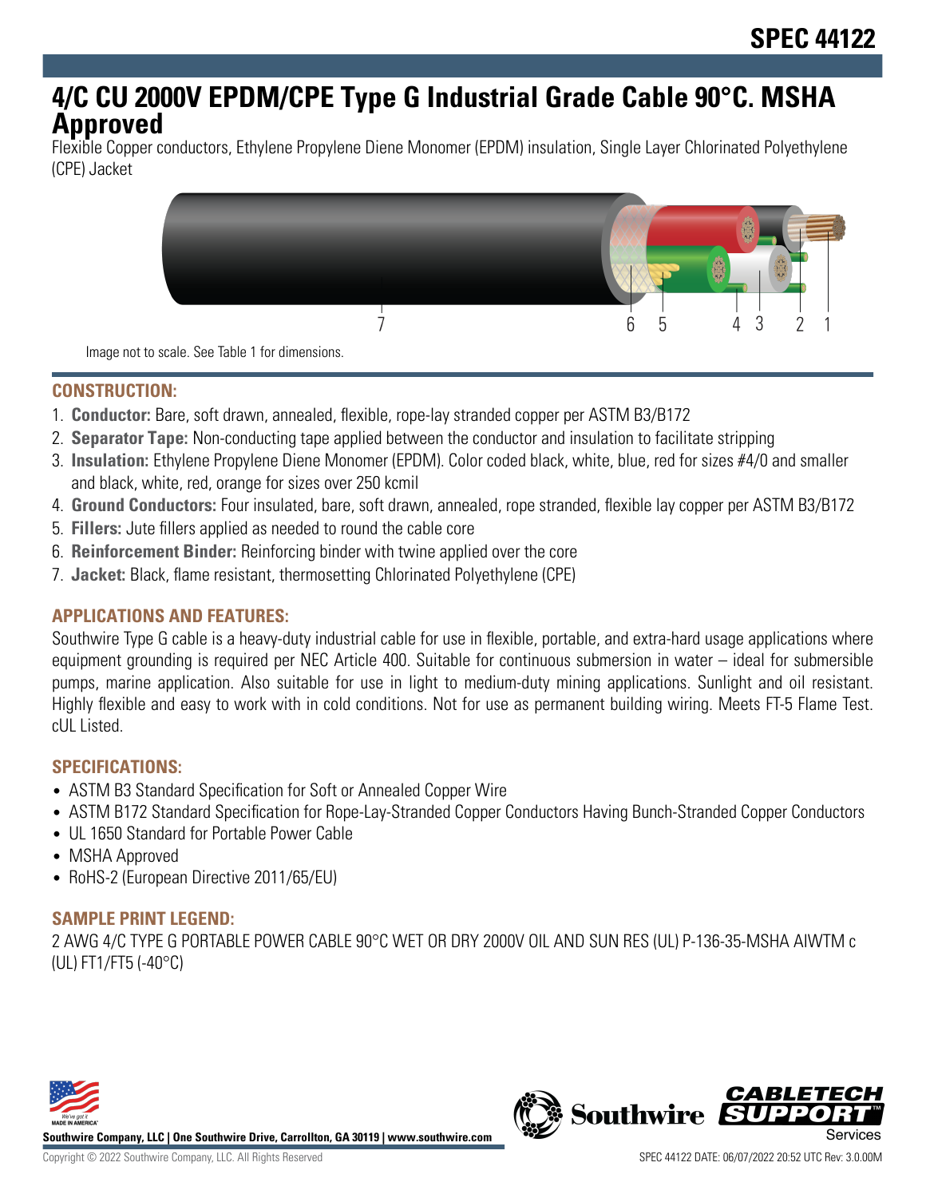# SPEC 44122

# 4/C CU 2000V EPDM/CPE Type G Industrial Grade Cable 90°C. MSHA Approved

Flexible Copper conductors, Ethylene Propylene Diene Monomer (EPDM) insulation, Single Layer Chlorinated Polyethylene (CPE) Jacket

Image not to scale. See Table 1 for dimensions.

## CONSTRUCTION:

1. **Conductor:** Bare, soft drawn, annealed, flexible, rope-lay stranded copper per ASTM B3/B172
2. **Separator Tape:** Non-conducting tape applied between the conductor and insulation to facilitate stripping
3. **Insulation:** Ethylene Propylene Diene Monomer (EPDM). Color coded black, white, blue, red for sizes #4/0 and smaller and black, white, red, orange for sizes over 250 kcmil
4. **Ground Conductors:** Four insulated, bare, soft drawn, annealed, rope stranded, flexible lay copper per ASTM B3/B172
5. **Fillers:** Jute fillers applied as needed to round the cable core
6. **Reinforcement Binder:** Reinforcing binder with twine applied over the core
7. **Jacket:** Black, flame resistant, thermosetting Chlorinated Polyethylene (CPE)

## APPLICATIONS AND FEATURES:

Southwire Type G cable is a heavy-duty industrial cable for use in flexible, portable, and extra-hard usage applications where equipment grounding is required per NEC Article 400. Suitable for continuous submersion in water – ideal for submersible pumps, marine application. Also suitable for use in light to medium-duty mining applications. Sunlight and oil resistant. Highly flexible and easy to work with in cold conditions. Not for use as permanent building wiring. Meets FT-5 Flame Test. cUL Listed.

## SPECIFICATIONS:

- ASTM B3 Standard Specification for Soft or Annealed Copper Wire
- ASTM B172 Standard Specification for Rope-Lay-Stranded Copper Conductors Having Bunch-Stranded Copper Conductors
- UL 1650 Standard for Portable Power Cable
- MSHA Approved
- RoHS-2 (European Directive 2011/65/EU)

## SAMPLE PRINT LEGEND:

2 AWG 4/C TYPE G PORTABLE POWER CABLE 90°C WET OR DRY 2000V OIL AND SUN RES (UL) P-136-35-MSHA AIWTM c (UL) FT1/FT5 (-40°C)

Southwire Company, LLC | One Southwire Drive, Carrollton, GA 30119 | www.southwire.com

Copyright © 2022 Southwire Company, LLC. All Rights Reserved

SPEC 44122 DATE: 06/07/2022 20:52 UTC Rev: 3.0.00M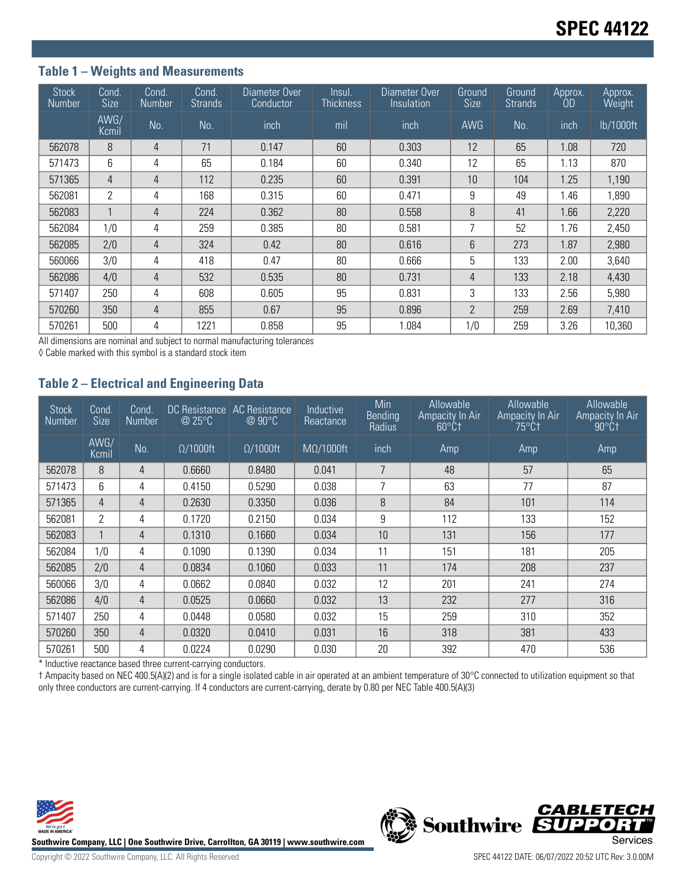# SPEC 44122

### Table 1 – Weights and Measurements

| Stock Number | Cond. Size | Cond. Number | Cond. Strands | Diameter Over Conductor | Insul. Thickness | Diameter Over Insulation | Ground Size | Ground Strands | Approx. OD | Approx. Weight |
|---|---|---|---|---|---|---|---|---|---|---|
| | AWG/ Kcmil | No. | No. | inch | mil | inch | AWG | No. | inch | lb/1000ft |
| 562078 | 8 | 4 | 71 | 0.147 | 60 | 0.303 | 12 | 65 | 1.08 | 720 |
| 571473 | 6 | 4 | 65 | 0.184 | 60 | 0.340 | 12 | 65 | 1.13 | 870 |
| 571365 | 4 | 4 | 112 | 0.235 | 60 | 0.391 | 10 | 104 | 1.25 | 1,190 |
| 562081 | 2 | 4 | 168 | 0.315 | 60 | 0.471 | 9 | 49 | 1.46 | 1,890 |
| 562083 | 1 | 4 | 224 | 0.362 | 80 | 0.558 | 8 | 41 | 1.66 | 2,220 |
| 562084 | 1/0 | 4 | 259 | 0.385 | 80 | 0.581 | 7 | 52 | 1.76 | 2,450 |
| 562085 | 2/0 | 4 | 324 | 0.42 | 80 | 0.616 | 6 | 273 | 1.87 | 2,980 |
| 560066 | 3/0 | 4 | 418 | 0.47 | 80 | 0.666 | 5 | 133 | 2.00 | 3,640 |
| 562086 | 4/0 | 4 | 532 | 0.535 | 80 | 0.731 | 4 | 133 | 2.18 | 4,430 |
| 571407 | 250 | 4 | 608 | 0.605 | 95 | 0.831 | 3 | 133 | 2.56 | 5,980 |
| 570260 | 350 | 4 | 855 | 0.67 | 95 | 0.896 | 2 | 259 | 2.69 | 7,410 |
| 570261 | 500 | 4 | 1221 | 0.858 | 95 | 1.084 | 1/0 | 259 | 3.26 | 10,360 |

All dimensions are nominal and subject to normal manufacturing tolerances

◊ Cable marked with this symbol is a standard stock item

### Table 2 – Electrical and Engineering Data

| Stock Number | Cond. Size | Cond. Number | DC Resistance @ 25°C | AC Resistance @ 90°C | Inductive Reactance | Min Bending Radius | Allowable Ampacity In Air 60°C† | Allowable Ampacity In Air 75°C† | Allowable Ampacity In Air 90°C† |
|---|---|---|---|---|---|---|---|---|---|
| | AWG/ Kcmil | No. | Ω/1000ft | Ω/1000ft | MΩ/1000ft | inch | Amp | Amp | Amp |
| 562078 | 8 | 4 | 0.6660 | 0.8480 | 0.041 | 7 | 48 | 57 | 65 |
| 571473 | 6 | 4 | 0.4150 | 0.5290 | 0.038 | 7 | 63 | 77 | 87 |
| 571365 | 4 | 4 | 0.2630 | 0.3350 | 0.036 | 8 | 84 | 101 | 114 |
| 562081 | 2 | 4 | 0.1720 | 0.2150 | 0.034 | 9 | 112 | 133 | 152 |
| 562083 | 1 | 4 | 0.1310 | 0.1660 | 0.034 | 10 | 131 | 156 | 177 |
| 562084 | 1/0 | 4 | 0.1090 | 0.1390 | 0.034 | 11 | 151 | 181 | 205 |
| 562085 | 2/0 | 4 | 0.0834 | 0.1060 | 0.033 | 11 | 174 | 208 | 237 |
| 560066 | 3/0 | 4 | 0.0662 | 0.0840 | 0.032 | 12 | 201 | 241 | 274 |
| 562086 | 4/0 | 4 | 0.0525 | 0.0660 | 0.032 | 13 | 232 | 277 | 316 |
| 571407 | 250 | 4 | 0.0448 | 0.0580 | 0.032 | 15 | 259 | 310 | 352 |
| 570260 | 350 | 4 | 0.0320 | 0.0410 | 0.031 | 16 | 318 | 381 | 433 |
| 570261 | 500 | 4 | 0.0224 | 0.0290 | 0.030 | 20 | 392 | 470 | 536 |

* Inductive reactance based three current-carrying conductors.

† Ampacity based on NEC 400.5(A)(2) and is for a single isolated cable in air operated at an ambient temperature of 30°C connected to utilization equipment so that only three conductors are current-carrying. If 4 conductors are current-carrying, derate by 0.80 per NEC Table 400.5(A)(3)

Southwire Company, LLC | One Southwire Drive, Carrollton, GA 30119 | www.southwire.com

Copyright © 2022 Southwire Company, LLC. All Rights Reserved

SPEC 44122 DATE: 06/07/2022 20:52 UTC Rev: 3.0.00M